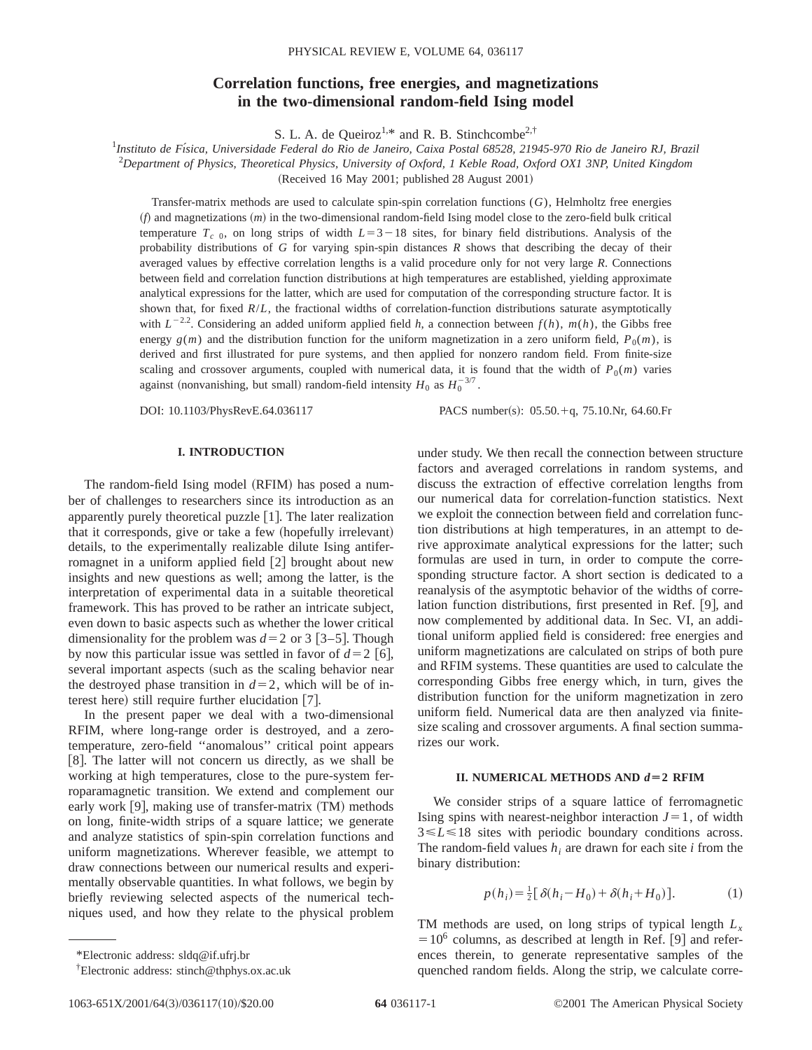# Correlation functions, free energies, and magnetizations in the two-dimensional random-field Ising model

S. L. A. de Queiroz[1,*] and R. B. Stinchcombe[2,†]

[1] *Instituto de Física, Universidade Federal do Rio de Janeiro, Caixa Postal 68528, 21945-970 Rio de Janeiro RJ, Brazil*

[2] *Department of Physics, Theoretical Physics, University of Oxford, 1 Keble Road, Oxford OX1 3NP, United Kingdom*

(Received 16 May 2001; published 28 August 2001)

Transfer-matrix methods are used to calculate spin-spin correlation functions ($G$), Helmholtz free energies ($f$) and magnetizations ($m$) in the two-dimensional random-field Ising model close to the zero-field bulk critical temperature $T_{c\ 0}$, on long strips of width $L=3-18$ sites, for binary field distributions. Analysis of the probability distributions of $G$ for varying spin-spin distances $R$ shows that describing the decay of their averaged values by effective correlation lengths is a valid procedure only for not very large $R$. Connections between field and correlation function distributions at high temperatures are established, yielding approximate analytical expressions for the latter, which are used for computation of the corresponding structure factor. It is shown that, for fixed $R/L$, the fractional widths of correlation-function distributions saturate asymptotically with $L^{-2.2}$. Considering an added uniform applied field $h$, a connection between $f(h)$, $m(h)$, the Gibbs free energy $g(m)$ and the distribution function for the uniform magnetization in a zero uniform field, $P_0(m)$, is derived and first illustrated for pure systems, and then applied for nonzero random field. From finite-size scaling and crossover arguments, coupled with numerical data, it is found that the width of $P_0(m)$ varies against (nonvanishing, but small) random-field intensity $H_0$ as $H_0^{-3/7}$.

DOI: 10.1103/PhysRevE.64.036117 PACS number(s): 05.50.+q, 75.10.Nr, 64.60.Fr

## I. INTRODUCTION

The random-field Ising model (RFIM) has posed a number of challenges to researchers since its introduction as an apparently purely theoretical puzzle [1]. The later realization that it corresponds, give or take a few (hopefully irrelevant) details, to the experimentally realizable dilute Ising antiferromagnet in a uniform applied field [2] brought about new insights and new questions as well; among the latter, is the interpretation of experimental data in a suitable theoretical framework. This has proved to be rather an intricate subject, even down to basic aspects such as whether the lower critical dimensionality for the problem was $d=2$ or 3 [3–5]. Though by now this particular issue was settled in favor of $d=2$ [6], several important aspects (such as the scaling behavior near the destroyed phase transition in $d=2$, which will be of interest here) still require further elucidation [7].

In the present paper we deal with a two-dimensional RFIM, where long-range order is destroyed, and a zero-temperature, zero-field "anomalous" critical point appears [8]. The latter will not concern us directly, as we shall be working at high temperatures, close to the pure-system ferroparamagnetic transition. We extend and complement our early work [9], making use of transfer-matrix (TM) methods on long, finite-width strips of a square lattice; we generate and analyze statistics of spin-spin correlation functions and uniform magnetizations. Wherever feasible, we attempt to draw connections between our numerical results and experimentally observable quantities. In what follows, we begin by briefly reviewing selected aspects of the numerical techniques used, and how they relate to the physical problem under study. We then recall the connection between structure factors and averaged correlations in random systems, and discuss the extraction of effective correlation lengths from our numerical data for correlation-function statistics. Next we exploit the connection between field and correlation function distributions at high temperatures, in an attempt to derive approximate analytical expressions for the latter; such formulas are used in turn, in order to compute the corresponding structure factor. A short section is dedicated to a reanalysis of the asymptotic behavior of the widths of correlation function distributions, first presented in Ref. [9], and now complemented by additional data. In Sec. VI, an additional uniform applied field is considered: free energies and uniform magnetizations are calculated on strips of both pure and RFIM systems. These quantities are used to calculate the corresponding Gibbs free energy which, in turn, gives the distribution function for the uniform magnetization in zero uniform field. Numerical data are then analyzed via finite-size scaling and crossover arguments. A final section summarizes our work.

## II. NUMERICAL METHODS AND $d=2$ RFIM

We consider strips of a square lattice of ferromagnetic Ising spins with nearest-neighbor interaction $J=1$, of width $3 \leq L \leq 18$ sites with periodic boundary conditions across. The random-field values $h_i$ are drawn for each site $i$ from the binary distribution:

$$p(h_i)=\tfrac{1}{2}[\delta(h_i-H_0)+\delta(h_i+H_0)]. \tag{1}$$

TM methods are used, on long strips of typical length $L_x = 10^6$ columns, as described at length in Ref. [9] and references therein, to generate representative samples of the quenched random fields. Along the strip, we calculate corre-

*Electronic address: sldq@if.ufrj.br

†Electronic address: stinch@thphys.ox.ac.uk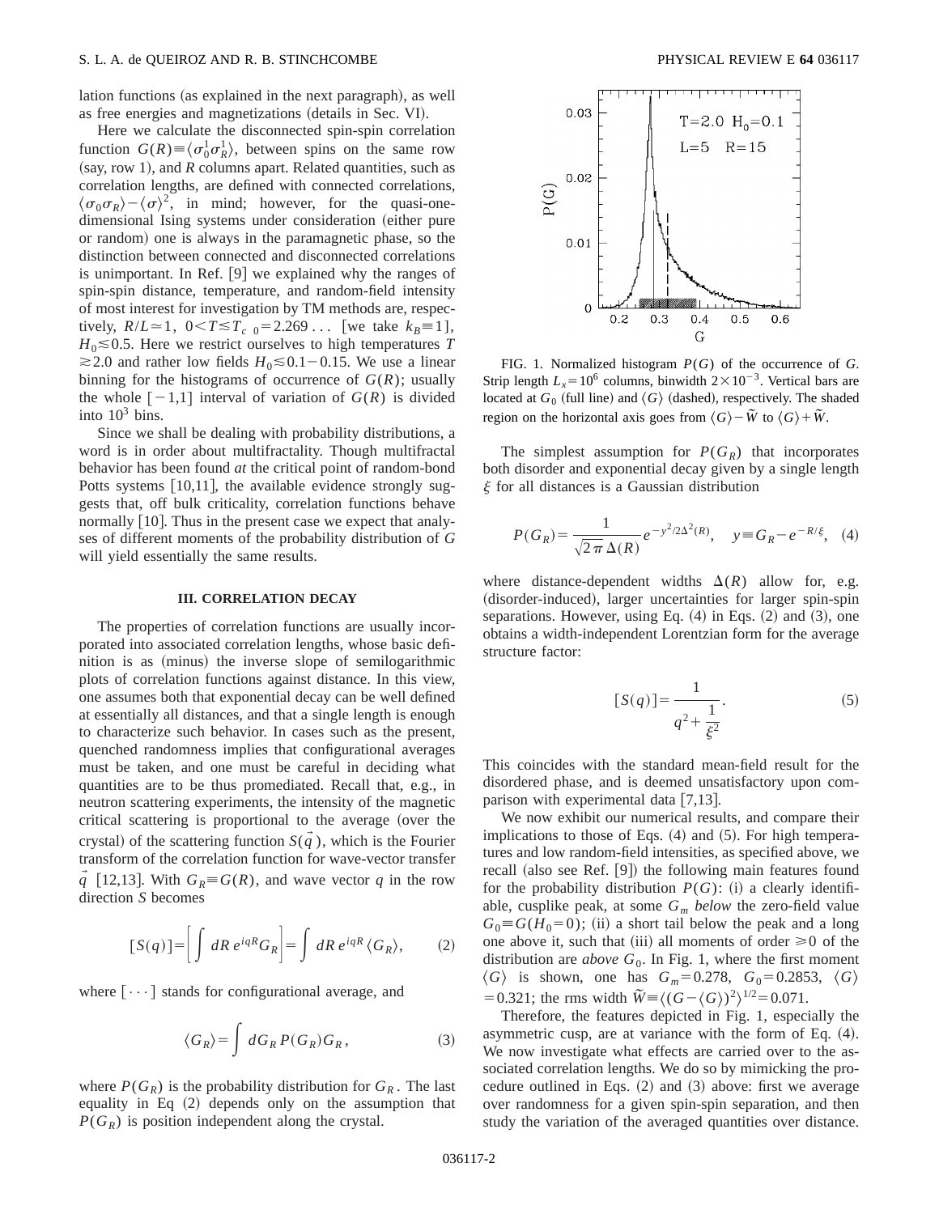lation functions (as explained in the next paragraph), as well as free energies and magnetizations (details in Sec. VI).

Here we calculate the disconnected spin-spin correlation function $G(R) \equiv \langle \sigma_0^1 \sigma_R^1 \rangle$, between spins on the same row (say, row 1), and $R$ columns apart. Related quantities, such as correlation lengths, are defined with connected correlations, $\langle \sigma_0 \sigma_R \rangle - \langle \sigma \rangle^2$, in mind; however, for the quasi-one-dimensional Ising systems under consideration (either pure or random) one is always in the paramagnetic phase, so the distinction between connected and disconnected correlations is unimportant. In Ref. [9] we explained why the ranges of spin-spin distance, temperature, and random-field intensity of most interest for investigation by TM methods are, respectively, $R/L \simeq 1$, $0 < T \lesssim T_{c\ 0} = 2.269\ldots$ [we take $k_B \equiv 1$], $H_0 \lesssim 0.5$. Here we restrict ourselves to high temperatures $T \gtrsim 2.0$ and rather low fields $H_0 \lesssim 0.1 - 0.15$. We use a linear binning for the histograms of occurrence of $G(R)$; usually the whole $[-1,1]$ interval of variation of $G(R)$ is divided into $10^3$ bins.

Since we shall be dealing with probability distributions, a word is in order about multifractality. Though multifractal behavior has been found *at* the critical point of random-bond Potts systems [10,11], the available evidence strongly suggests that, off bulk criticality, correlation functions behave normally [10]. Thus in the present case we expect that analyses of different moments of the probability distribution of $G$ will yield essentially the same results.

### III. CORRELATION DECAY

The properties of correlation functions are usually incorporated into associated correlation lengths, whose basic definition is as (minus) the inverse slope of semilogarithmic plots of correlation functions against distance. In this view, one assumes both that exponential decay can be well defined at essentially all distances, and that a single length is enough to characterize such behavior. In cases such as the present, quenched randomness implies that configurational averages must be taken, and one must be careful in deciding what quantities are to be thus promediated. Recall that, e.g., in neutron scattering experiments, the intensity of the magnetic critical scattering is proportional to the average (over the crystal) of the scattering function $S(\vec{q})$, which is the Fourier transform of the correlation function for wave-vector transfer $\vec{q}$ [12,13]. With $G_R \equiv G(R)$, and wave vector $q$ in the row direction $S$ becomes

$$[S(q)] = \left[ \int dR\, e^{iqR} G_R \right] = \int dR\, e^{iqR} \langle G_R \rangle, \qquad (2)$$

where $[\cdots]$ stands for configurational average, and

$$\langle G_R \rangle = \int dG_R\, P(G_R) G_R, \qquad (3)$$

where $P(G_R)$ is the probability distribution for $G_R$. The last equality in Eq (2) depends only on the assumption that $P(G_R)$ is position independent along the crystal.

FIG. 1. Normalized histogram $P(G)$ of the occurrence of $G$. Strip length $L_x = 10^6$ columns, binwidth $2 \times 10^{-3}$. Vertical bars are located at $G_0$ (full line) and $\langle G \rangle$ (dashed), respectively. The shaded region on the horizontal axis goes from $\langle G \rangle - \widetilde{W}$ to $\langle G \rangle + \widetilde{W}$.

The simplest assumption for $P(G_R)$ that incorporates both disorder and exponential decay given by a single length $\xi$ for all distances is a Gaussian distribution

$$P(G_R) = \frac{1}{\sqrt{2\pi}\,\Delta(R)} e^{-y^2/2\Delta^2(R)}, \quad y \equiv G_R - e^{-R/\xi}, \qquad (4)$$

where distance-dependent widths $\Delta(R)$ allow for, e.g. (disorder-induced), larger uncertainties for larger spin-spin separations. However, using Eq. (4) in Eqs. (2) and (3), one obtains a width-independent Lorentzian form for the average structure factor:

$$[S(q)] = \frac{1}{q^2 + \dfrac{1}{\xi^2}}. \qquad (5)$$

This coincides with the standard mean-field result for the disordered phase, and is deemed unsatisfactory upon comparison with experimental data [7,13].

We now exhibit our numerical results, and compare their implications to those of Eqs. (4) and (5). For high temperatures and low random-field intensities, as specified above, we recall (also see Ref. [9]) the following main features found for the probability distribution $P(G)$: (i) a clearly identifiable, cusplike peak, at some $G_m$ *below* the zero-field value $G_0 \equiv G(H_0 = 0)$; (ii) a short tail below the peak and a long one above it, such that (iii) all moments of order $\geqslant 0$ of the distribution are *above* $G_0$. In Fig. 1, where the first moment $\langle G \rangle$ is shown, one has $G_m = 0.278$, $G_0 = 0.2853$, $\langle G \rangle = 0.321$; the rms width $\widetilde{W} \equiv \langle (G - \langle G \rangle)^2 \rangle^{1/2} = 0.071$.

Therefore, the features depicted in Fig. 1, especially the asymmetric cusp, are at variance with the form of Eq. (4). We now investigate what effects are carried over to the associated correlation lengths. We do so by mimicking the procedure outlined in Eqs. (2) and (3) above: first we average over randomness for a given spin-spin separation, and then study the variation of the averaged quantities over distance.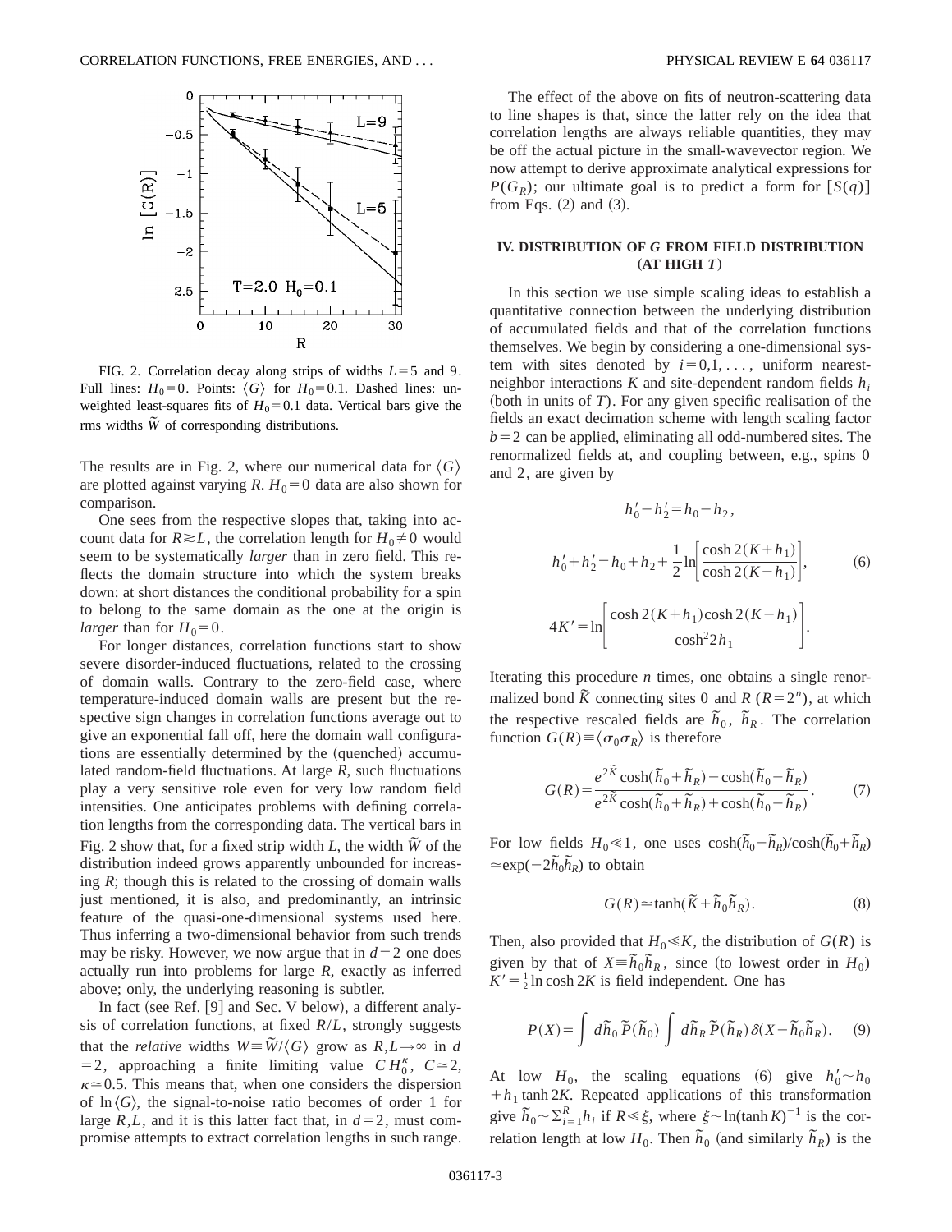FIG. 2. Correlation decay along strips of widths $L=5$ and 9. Full lines: $H_0=0$. Points: $\langle G \rangle$ for $H_0=0.1$. Dashed lines: unweighted least-squares fits of $H_0=0.1$ data. Vertical bars give the rms widths $\widetilde{W}$ of corresponding distributions.

The results are in Fig. 2, where our numerical data for $\langle G \rangle$ are plotted against varying $R$. $H_0=0$ data are also shown for comparison.

One sees from the respective slopes that, taking into account data for $R \gtrsim L$, the correlation length for $H_0 \neq 0$ would seem to be systematically *larger* than in zero field. This reflects the domain structure into which the system breaks down: at short distances the conditional probability for a spin to belong to the same domain as the one at the origin is *larger* than for $H_0=0$.

For longer distances, correlation functions start to show severe disorder-induced fluctuations, related to the crossing of domain walls. Contrary to the zero-field case, where temperature-induced domain walls are present but the respective sign changes in correlation functions average out to give an exponential fall off, here the domain wall configurations are essentially determined by the (quenched) accumulated random-field fluctuations. At large $R$, such fluctuations play a very sensitive role even for very low random field intensities. One anticipates problems with defining correlation lengths from the corresponding data. The vertical bars in Fig. 2 show that, for a fixed strip width $L$, the width $\widetilde{W}$ of the distribution indeed grows apparently unbounded for increasing $R$; though this is related to the crossing of domain walls just mentioned, it is also, and predominantly, an intrinsic feature of the quasi-one-dimensional systems used here. Thus inferring a two-dimensional behavior from such trends may be risky. However, we now argue that in $d=2$ one does actually run into problems for large $R$, exactly as inferred above; only, the underlying reasoning is subtler.

In fact (see Ref. [9] and Sec. V below), a different analysis of correlation functions, at fixed $R/L$, strongly suggests that the *relative* widths $W \equiv \widetilde{W}/\langle G \rangle$ grow as $R,L \to \infty$ in $d=2$, approaching a finite limiting value $C\,H_0^{\kappa}$, $C \simeq 2$, $\kappa \simeq 0.5$. This means that, when one considers the dispersion of $\ln\langle G \rangle$, the signal-to-noise ratio becomes of order 1 for large $R,L$, and it is this latter fact that, in $d=2$, must compromise attempts to extract correlation lengths in such range.

The effect of the above on fits of neutron-scattering data to line shapes is that, since the latter rely on the idea that correlation lengths are always reliable quantities, they may be off the actual picture in the small-wavevector region. We now attempt to derive approximate analytical expressions for $P(G_R)$; our ultimate goal is to predict a form for $[S(q)]$ from Eqs. (2) and (3).

## IV. DISTRIBUTION OF $G$ FROM FIELD DISTRIBUTION (AT HIGH $T$)

In this section we use simple scaling ideas to establish a quantitative connection between the underlying distribution of accumulated fields and that of the correlation functions themselves. We begin by considering a one-dimensional system with sites denoted by $i=0,1,\ldots$, uniform nearest-neighbor interactions $K$ and site-dependent random fields $h_i$ (both in units of $T$). For any given specific realisation of the fields an exact decimation scheme with length scaling factor $b=2$ can be applied, eliminating all odd-numbered sites. The renormalized fields at, and coupling between, e.g., spins 0 and 2, are given by

$$h_0' - h_2' = h_0 - h_2,$$

$$h_0' + h_2' = h_0 + h_2 + \frac{1}{2}\ln\left[\frac{\cosh 2(K+h_1)}{\cosh 2(K-h_1)}\right], \tag{6}$$

$$4K' = \ln\left[\frac{\cosh 2(K+h_1)\cosh 2(K-h_1)}{\cosh^2 2h_1}\right].$$

Iterating this procedure $n$ times, one obtains a single renormalized bond $\widetilde{K}$ connecting sites 0 and $R$ ($R=2^n$), at which the respective rescaled fields are $\widetilde{h}_0$, $\widetilde{h}_R$. The correlation function $G(R) \equiv \langle \sigma_0 \sigma_R \rangle$ is therefore

$$G(R) = \frac{e^{2\widetilde{K}}\cosh(\widetilde{h}_0+\widetilde{h}_R) - \cosh(\widetilde{h}_0-\widetilde{h}_R)}{e^{2\widetilde{K}}\cosh(\widetilde{h}_0+\widetilde{h}_R) + \cosh(\widetilde{h}_0-\widetilde{h}_R)}. \tag{7}$$

For low fields $H_0 \ll 1$, one uses $\cosh(\widetilde{h}_0-\widetilde{h}_R)/\cosh(\widetilde{h}_0+\widetilde{h}_R) \simeq \exp(-2\widetilde{h}_0\widetilde{h}_R)$ to obtain

$$G(R) \simeq \tanh(\widetilde{K} + \widetilde{h}_0\widetilde{h}_R). \tag{8}$$

Then, also provided that $H_0 \ll K$, the distribution of $G(R)$ is given by that of $X \equiv \widetilde{h}_0\widetilde{h}_R$, since (to lowest order in $H_0$) $K' = \frac{1}{2}\ln\cosh 2K$ is field independent. One has

$$P(X) = \int d\widetilde{h}_0\,\widetilde{P}(\widetilde{h}_0)\int d\widetilde{h}_R\,\widetilde{P}(\widetilde{h}_R)\,\delta(X - \widetilde{h}_0\widetilde{h}_R). \tag{9}$$

At low $H_0$, the scaling equations (6) give $h_0' \sim h_0 + h_1 \tanh 2K$. Repeated applications of this transformation give $\widetilde{h}_0 \sim \Sigma_{i=1}^{R} h_i$ if $R \ll \xi$, where $\xi \sim \ln(\tanh K)^{-1}$ is the correlation length at low $H_0$. Then $\widetilde{h}_0$ (and similarly $\widetilde{h}_R$) is the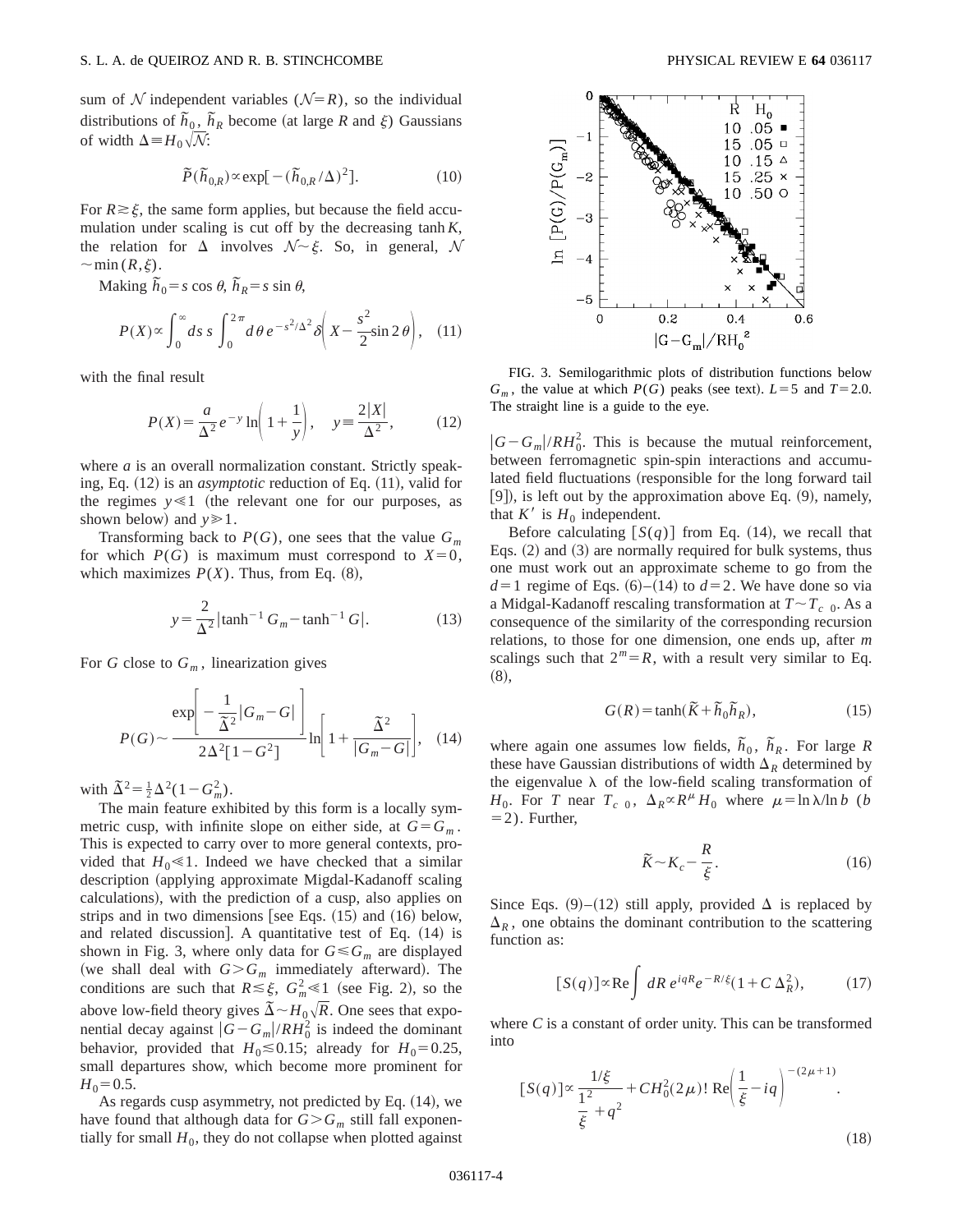sum of $\mathcal{N}$ independent variables ($\mathcal{N}=R$), so the individual distributions of $\tilde{h}_0$, $\tilde{h}_R$ become (at large $R$ and $\xi$) Gaussians of width $\Delta \equiv H_0\sqrt{\mathcal{N}}$:

$$\tilde{P}(\tilde{h}_{0,R}) \propto \exp[-(\tilde{h}_{0,R}/\Delta)^2]. \tag{10}$$

For $R \gtrsim \xi$, the same form applies, but because the field accumulation under scaling is cut off by the decreasing $\tanh K$, the relation for $\Delta$ involves $\mathcal{N} \sim \xi$. So, in general, $\mathcal{N} \sim \min(R,\xi)$.

Making $\tilde{h}_0 = s\cos\theta$, $\tilde{h}_R = s\sin\theta$,

$$P(X) \propto \int_0^\infty ds\, s \int_0^{2\pi} d\theta\, e^{-s^2/\Delta^2} \delta\left( X - \frac{s^2}{2}\sin 2\theta \right), \tag{11}$$

with the final result

$$P(X) = \frac{a}{\Delta^2} e^{-y} \ln\left(1+\frac{1}{y}\right), \quad y \equiv \frac{2|X|}{\Delta^2}, \tag{12}$$

where $a$ is an overall normalization constant. Strictly speaking, Eq. (12) is an *asymptotic* reduction of Eq. (11), valid for the regimes $y \ll 1$ (the relevant one for our purposes, as shown below) and $y \gg 1$.

Transforming back to $P(G)$, one sees that the value $G_m$ for which $P(G)$ is maximum must correspond to $X=0$, which maximizes $P(X)$. Thus, from Eq. (8),

$$y = \frac{2}{\Delta^2} |\tanh^{-1} G_m - \tanh^{-1} G|. \tag{13}$$

For $G$ close to $G_m$, linearization gives

$$P(G) \sim \frac{\exp\left[ -\frac{1}{\tilde{\Delta}^2} |G_m - G| \right]}{2\Delta^2 [1-G^2]} \ln\left[ 1 + \frac{\tilde{\Delta}^2}{|G_m - G|} \right], \tag{14}$$

with $\tilde{\Delta}^2 = \frac{1}{2}\Delta^2(1-G_m^2)$.

The main feature exhibited by this form is a locally symmetric cusp, with infinite slope on either side, at $G=G_m$. This is expected to carry over to more general contexts, provided that $H_0 \ll 1$. Indeed we have checked that a similar description (applying approximate Migdal-Kadanoff scaling calculations), with the prediction of a cusp, also applies on strips and in two dimensions [see Eqs. (15) and (16) below, and related discussion]. A quantitative test of Eq. (14) is shown in Fig. 3, where only data for $G \leq G_m$ are displayed (we shall deal with $G > G_m$ immediately afterward). The conditions are such that $R \lesssim \xi$, $G_m^2 \ll 1$ (see Fig. 2), so the above low-field theory gives $\tilde{\Delta} \sim H_0\sqrt{R}$. One sees that exponential decay against $|G-G_m|/RH_0^2$ is indeed the dominant behavior, provided that $H_0 \lesssim 0.15$; already for $H_0 = 0.25$, small departures show, which become more prominent for $H_0 = 0.5$.

As regards cusp asymmetry, not predicted by Eq. (14), we have found that although data for $G > G_m$ still fall exponentially for small $H_0$, they do not collapse when plotted against $|G-G_m|/RH_0^2$. This is because the mutual reinforcement, between ferromagnetic spin-spin interactions and accumulated field fluctuations (responsible for the long forward tail [9]), is left out by the approximation above Eq. (9), namely, that $K'$ is $H_0$ independent.

FIG. 3. Semilogarithmic plots of distribution functions below $G_m$, the value at which $P(G)$ peaks (see text). $L=5$ and $T=2.0$. The straight line is a guide to the eye.

Before calculating $[S(q)]$ from Eq. (14), we recall that Eqs. (2) and (3) are normally required for bulk systems, thus one must work out an approximate scheme to go from the $d=1$ regime of Eqs. (6)–(14) to $d=2$. We have done so via a Midgal-Kadanoff rescaling transformation at $T \sim T_{c\ 0}$. As a consequence of the similarity of the corresponding recursion relations, to those for one dimension, one ends up, after $m$ scalings such that $2^m = R$, with a result very similar to Eq. (8),

$$G(R) = \tanh(\tilde{K} + \tilde{h}_0 \tilde{h}_R), \tag{15}$$

where again one assumes low fields, $\tilde{h}_0$, $\tilde{h}_R$. For large $R$ these have Gaussian distributions of width $\Delta_R$ determined by the eigenvalue $\lambda$ of the low-field scaling transformation of $H_0$. For $T$ near $T_{c\ 0}$, $\Delta_R \propto R^\mu H_0$ where $\mu = \ln\lambda/\ln b$ ($b=2$). Further,

$$\tilde{K} \sim K_c - \frac{R}{\xi}. \tag{16}$$

Since Eqs. (9)–(12) still apply, provided $\Delta$ is replaced by $\Delta_R$, one obtains the dominant contribution to the scattering function as:

$$[S(q)] \propto \mathrm{Re} \int dR\, e^{iqR} e^{-R/\xi} (1 + C\,\Delta_R^2), \tag{17}$$

where $C$ is a constant of order unity. This can be transformed into

$$[S(q)] \propto \frac{1/\xi}{\frac{1^2}{\xi} + q^2} + C H_0^2 (2\mu)!\ \mathrm{Re}\left( \frac{1}{\xi} - iq \right)^{-(2\mu+1)}. \tag{18}$$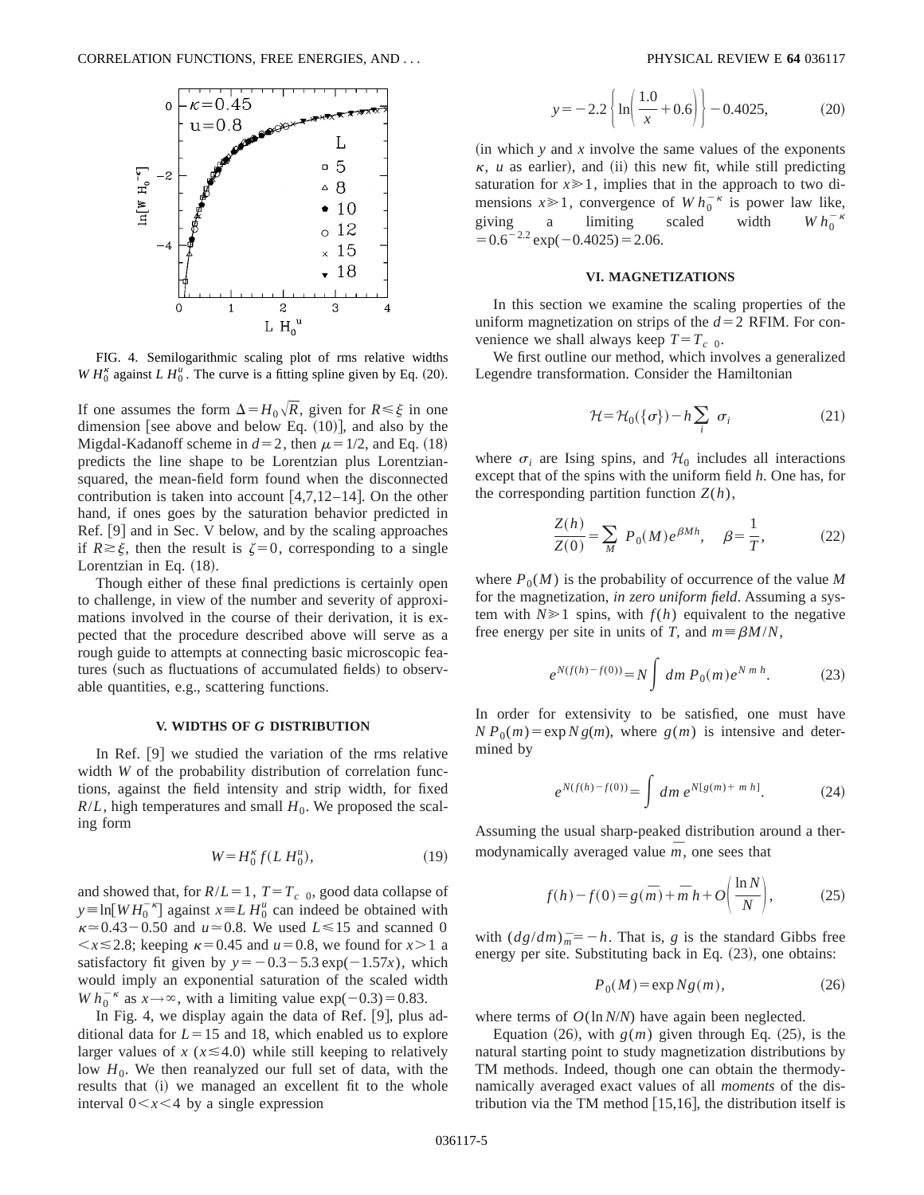FIG. 4. Semilogarithmic scaling plot of rms relative widths $W\,H_0^{\kappa}$ against $L\,H_0^{u}$. The curve is a fitting spline given by Eq. (20).

If one assumes the form $\Delta = H_0\sqrt{R}$, given for $R \lesssim \xi$ in one dimension [see above and below Eq. (10)], and also by the Migdal-Kadanoff scheme in $d=2$, then $\mu = 1/2$, and Eq. (18) predicts the line shape to be Lorentzian plus Lorentzian-squared, the mean-field form found when the disconnected contribution is taken into account [4,7,12–14]. On the other hand, if ones goes by the saturation behavior predicted in Ref. [9] and in Sec. V below, and by the scaling approaches if $R \gtrsim \xi$, then the result is $\zeta = 0$, corresponding to a single Lorentzian in Eq. (18).

Though either of these final predictions is certainly open to challenge, in view of the number and severity of approximations involved in the course of their derivation, it is expected that the procedure described above will serve as a rough guide to attempts at connecting basic microscopic features (such as fluctuations of accumulated fields) to observable quantities, e.g., scattering functions.

## V. WIDTHS OF *G* DISTRIBUTION

In Ref. [9] we studied the variation of the rms relative width $W$ of the probability distribution of correlation functions, against the field intensity and strip width, for fixed $R/L$, high temperatures and small $H_0$. We proposed the scaling form

$$W = H_0^{\kappa}\, f(L\, H_0^{u}), \tag{19}$$

and showed that, for $R/L=1$, $T=T_{c\ 0}$, good data collapse of $y \equiv \ln[W H_0^{-\kappa}]$ against $x \equiv L\, H_0^{u}$ can indeed be obtained with $\kappa \simeq 0.43-0.50$ and $u \simeq 0.8$. We used $L \leqslant 15$ and scanned $0 < x \lesssim 2.8$; keeping $\kappa = 0.45$ and $u = 0.8$, we found for $x>1$ a satisfactory fit given by $y = -0.3 - 5.3\exp(-1.57x)$, which would imply an exponential saturation of the scaled width $W h_0^{-\kappa}$ as $x \to \infty$, with a limiting value $\exp(-0.3) = 0.83$.

In Fig. 4, we display again the data of Ref. [9], plus additional data for $L=15$ and 18, which enabled us to explore larger values of $x$ ($x \lesssim 4.0$) while still keeping to relatively low $H_0$. We then reanalyzed our full set of data, with the results that (i) we managed an excellent fit to the whole interval $0<x<4$ by a single expression

$$y = -2.2\left\{\ln\left(\frac{1.0}{x}+0.6\right)\right\} - 0.4025, \tag{20}$$

(in which $y$ and $x$ involve the same values of the exponents $\kappa$, $u$ as earlier), and (ii) this new fit, while still predicting saturation for $x \gg 1$, implies that in the approach to two dimensions $x \gg 1$, convergence of $W h_0^{-\kappa}$ is power law like, giving a limiting scaled width $W h_0^{-\kappa} = 0.6^{-2.2}\exp(-0.4025) = 2.06$.

## VI. MAGNETIZATIONS

In this section we examine the scaling properties of the uniform magnetization on strips of the $d=2$ RFIM. For convenience we shall always keep $T = T_{c\ 0}$.

We first outline our method, which involves a generalized Legendre transformation. Consider the Hamiltonian

$$\mathcal{H} = \mathcal{H}_0(\{\sigma\}) - h\sum_i \sigma_i \tag{21}$$

where $\sigma_i$ are Ising spins, and $\mathcal{H}_0$ includes all interactions except that of the spins with the uniform field $h$. One has, for the corresponding partition function $Z(h)$,

$$\frac{Z(h)}{Z(0)} = \sum_M P_0(M)\, e^{\beta M h}, \quad \beta = \frac{1}{T}, \tag{22}$$

where $P_0(M)$ is the probability of occurrence of the value $M$ for the magnetization, *in zero uniform field*. Assuming a system with $N \gg 1$ spins, with $f(h)$ equivalent to the negative free energy per site in units of $T$, and $m \equiv \beta M/N$,

$$e^{N(f(h)-f(0))} = N\int dm\, P_0(m)\, e^{N\, m\, h}. \tag{23}$$

In order for extensivity to be satisfied, one must have $N\,P_0(m) = \exp N g(m)$, where $g(m)$ is intensive and determined by

$$e^{N(f(h)-f(0))} = \int dm\, e^{N[g(m)+\, m\, h]}. \tag{24}$$

Assuming the usual sharp-peaked distribution around a thermodynamically averaged value $\overline{m}$, one sees that

$$f(h) - f(0) = g(\overline{m}) + \overline{m}\, h + O\left(\frac{\ln N}{N}\right), \tag{25}$$

with $(dg/dm)_{\overline{m}} = -h$. That is, $g$ is the standard Gibbs free energy per site. Substituting back in Eq. (23), one obtains:

$$P_0(M) = \exp N g(m), \tag{26}$$

where terms of $O(\ln N/N)$ have again been neglected.

Equation (26), with $g(m)$ given through Eq. (25), is the natural starting point to study magnetization distributions by TM methods. Indeed, though one can obtain the thermodynamically averaged exact values of all *moments* of the distribution via the TM method [15,16], the distribution itself is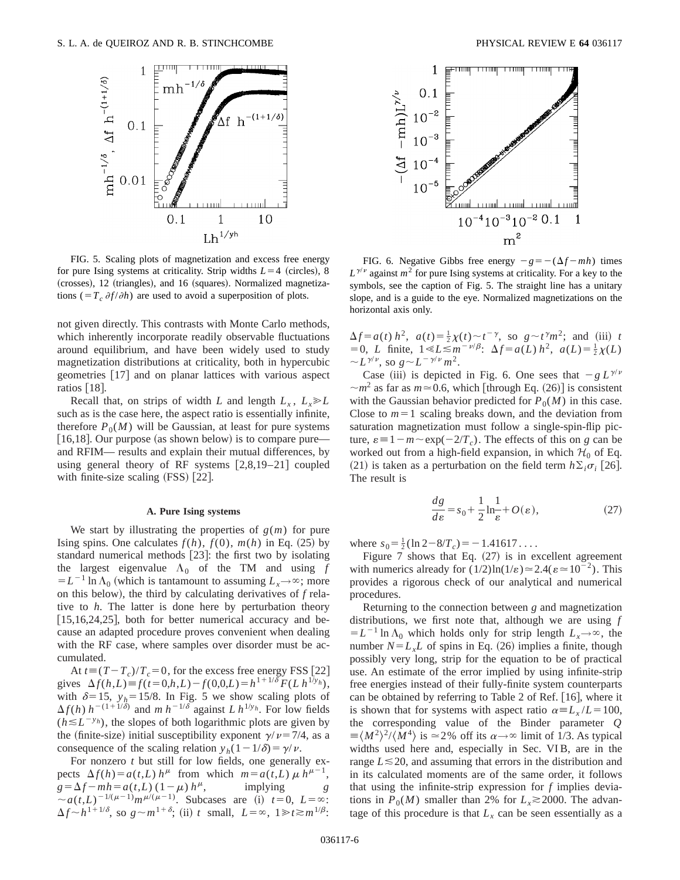FIG. 5. Scaling plots of magnetization and excess free energy for pure Ising systems at criticality. Strip widths $L=4$ (circles), 8 (crosses), 12 (triangles), and 16 (squares). Normalized magnetizations ($=T_c\, \partial f/\partial h$) are used to avoid a superposition of plots.

FIG. 6. Negative Gibbs free energy $-g=-(\Delta f - mh)$ times $L^{\gamma/\nu}$ against $m^2$ for pure Ising systems at criticality. For a key to the symbols, see the caption of Fig. 5. The straight line has a unitary slope, and is a guide to the eye. Normalized magnetizations on the horizontal axis only.

not given directly. This contrasts with Monte Carlo methods, which inherently incorporate readily observable fluctuations around equilibrium, and have been widely used to study magnetization distributions at criticality, both in hypercubic geometries [17] and on planar lattices with various aspect ratios [18].

Recall that, on strips of width $L$ and length $L_x$, $L_x \gg L$ such as is the case here, the aspect ratio is essentially infinite, therefore $P_0(M)$ will be Gaussian, at least for pure systems [16,18]. Our purpose (as shown below) is to compare pure— and RFIM— results and explain their mutual differences, by using general theory of RF systems [2,8,19–21] coupled with finite-size scaling (FSS) [22].

### A. Pure Ising systems

We start by illustrating the properties of $g(m)$ for pure Ising spins. One calculates $f(h)$, $f(0)$, $m(h)$ in Eq. (25) by standard numerical methods [23]: the first two by isolating the largest eigenvalue $\Lambda_0$ of the TM and using $f = L^{-1}\ln\Lambda_0$ (which is tantamount to assuming $L_x\to\infty$; more on this below), the third by calculating derivatives of $f$ relative to $h$. The latter is done here by perturbation theory [15,16,24,25], both for better numerical accuracy and because an adapted procedure proves convenient when dealing with the RF case, where samples over disorder must be accumulated.

At $t\equiv(T-T_c)/T_c=0$, for the excess free energy FSS [22] gives $\Delta f(h,L)\equiv f(t=0,h,L)-f(0,0,L)=h^{1+1/\delta}F(L\,h^{1/y_h})$, with $\delta=15$, $y_h=15/8$. In Fig. 5 we show scaling plots of $\Delta f(h)\,h^{-(1+1/\delta)}$ and $m\,h^{-1/\delta}$ against $L\,h^{1/y_h}$. For low fields ($h\lesssim L^{-y_h}$), the slopes of both logarithmic plots are given by the (finite-size) initial susceptibility exponent $\gamma/\nu=7/4$, as a consequence of the scaling relation $y_h(1-1/\delta)=\gamma/\nu$.

For nonzero $t$ but still for low fields, one generally expects $\Delta f(h)=a(t,L)\,h^{\mu}$ from which $m=a(t,L)\,\mu\,h^{\mu-1}$, $g=\Delta f - mh = a(t,L)\,(1-\mu)\,h^{\mu}$, implying $g\sim a(t,L)^{-1/(\mu-1)}m^{\mu/(\mu-1)}$. Subcases are (i) $t=0$, $L=\infty$: $\Delta f\sim h^{1+1/\delta}$, so $g\sim m^{1+\delta}$; (ii) $t$ small, $L=\infty$, $1\gg t\gtrsim m^{1/\beta}$: $\Delta f = a(t)\,h^2$, $a(t)=\frac{1}{2}\chi(t)\sim t^{-\gamma}$, so $g\sim t^{\gamma}m^2$; and (iii) $t=0$, $L$ finite, $1\ll L\lesssim m^{-\nu/\beta}$: $\Delta f=a(L)\,h^2$, $a(L)=\frac{1}{2}\chi(L)\sim L^{\gamma/\nu}$, so $g\sim L^{-\gamma/\nu}\,m^2$.

Case (iii) is depicted in Fig. 6. One sees that $-g\,L^{\gamma/\nu}\sim m^2$ as far as $m\simeq 0.6$, which [through Eq. (26)] is consistent with the Gaussian behavior predicted for $P_0(M)$ in this case. Close to $m=1$ scaling breaks down, and the deviation from saturation magnetization must follow a single-spin-flip picture, $\varepsilon\equiv 1-m\sim\exp(-2/T_c)$. The effects of this on $g$ can be worked out from a high-field expansion, in which $\mathcal{H}_0$ of Eq. (21) is taken as a perturbation on the field term $h\Sigma_i\sigma_i$ [26]. The result is

$$\frac{dg}{d\varepsilon}=s_0+\frac{1}{2}\ln\frac{1}{\varepsilon}+O(\varepsilon), \tag{27}$$

where $s_0=\frac{1}{2}(\ln 2-8/T_c)=-1.41617\ldots$.

Figure 7 shows that Eq. (27) is in excellent agreement with numerics already for $(1/2)\ln(1/\varepsilon)\simeq 2.4(\varepsilon\simeq 10^{-2})$. This provides a rigorous check of our analytical and numerical procedures.

Returning to the connection between $g$ and magnetization distributions, we first note that, although we are using $f=L^{-1}\ln\Lambda_0$ which holds only for strip length $L_x\to\infty$, the number $N=L_xL$ of spins in Eq. (26) implies a finite, though possibly very long, strip for the equation to be of practical use. An estimate of the error implied by using infinite-strip free energies instead of their fully-finite system counterparts can be obtained by referring to Table 2 of Ref. [16], where it is shown that for systems with aspect ratio $\alpha\equiv L_x/L=100$, the corresponding value of the Binder parameter $Q\equiv\langle M^2\rangle^2/\langle M^4\rangle$ is $\simeq 2\%$ off its $\alpha\to\infty$ limit of 1/3. As typical widths used here and, especially in Sec. VI B, are in the range $L\lesssim 20$, and assuming that errors in the distribution and in its calculated moments are of the same order, it follows that using the infinite-strip expression for $f$ implies deviations in $P_0(M)$ smaller than 2% for $L_x\gtrsim 2000$. The advantage of this procedure is that $L_x$ can be seen essentially as a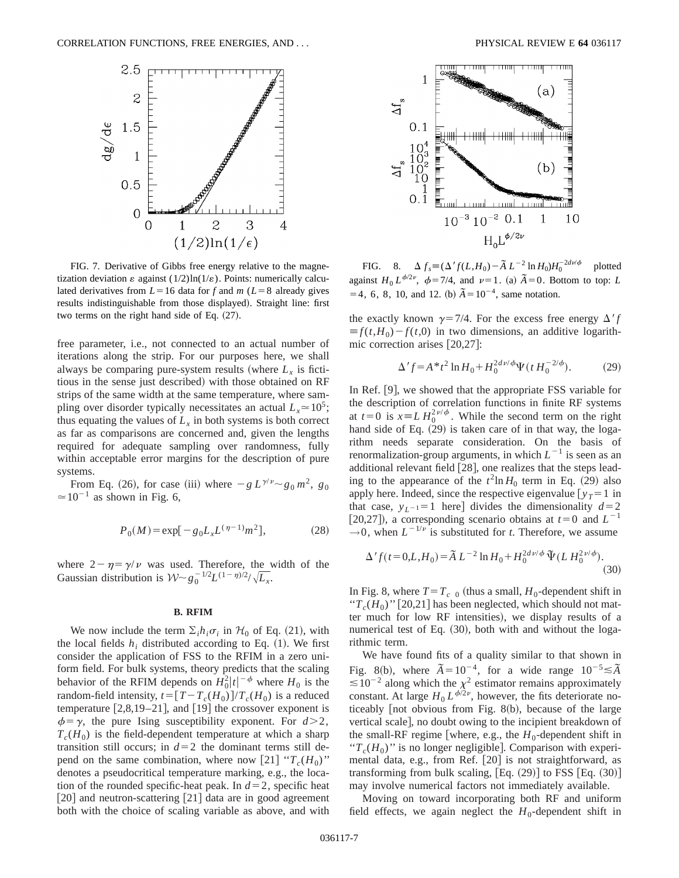FIG. 7. Derivative of Gibbs free energy relative to the magnetization deviation $\varepsilon$ against $(1/2)\ln(1/\varepsilon)$. Points: numerically calculated derivatives from $L=16$ data for $f$ and $m$ ($L=8$ already gives results indistinguishable from those displayed). Straight line: first two terms on the right hand side of Eq. (27).

free parameter, i.e., not connected to an actual number of iterations along the strip. For our purposes here, we shall always be comparing pure-system results (where $L_x$ is fictitious in the sense just described) with those obtained on RF strips of the same width at the same temperature, where sampling over disorder typically necessitates an actual $L_x \simeq 10^5$; thus equating the values of $L_x$ in both systems is both correct as far as comparisons are concerned and, given the lengths required for adequate sampling over randomness, fully within acceptable error margins for the description of pure systems.

From Eq. (26), for case (iii) where $-g\,L^{\gamma/\nu} \sim g_0\, m^2$, $g_0 \simeq 10^{-1}$ as shown in Fig. 6,

$$P_0(M) = \exp[-g_0 L_x L^{(\eta-1)} m^2], \tag{28}$$

where $2-\eta=\gamma/\nu$ was used. Therefore, the width of the Gaussian distribution is $\mathcal{W} \sim g_0^{-1/2} L^{(1-\eta)/2}/\sqrt{L_x}$.

### B. RFIM

We now include the term $\Sigma_i h_i \sigma_i$ in $\mathcal{H}_0$ of Eq. (21), with the local fields $h_i$ distributed according to Eq. (1). We first consider the application of FSS to the RFIM in a zero uniform field. For bulk systems, theory predicts that the scaling behavior of the RFIM depends on $H_0^2 |t|^{-\phi}$ where $H_0$ is the random-field intensity, $t=[T-T_c(H_0)]/T_c(H_0)$ is a reduced temperature [2,8,19–21], and [19] the crossover exponent is $\phi=\gamma$, the pure Ising susceptibility exponent. For $d>2$, $T_c(H_0)$ is the field-dependent temperature at which a sharp transition still occurs; in $d=2$ the dominant terms still depend on the same combination, where now [21] "$T_c(H_0)$" denotes a pseudocritical temperature marking, e.g., the location of the rounded specific-heat peak. In $d=2$, specific heat [20] and neutron-scattering [21] data are in good agreement both with the choice of scaling variable as above, and with the exactly known $\gamma=7/4$. For the excess free energy $\Delta' f \equiv f(t,H_0) - f(t,0)$ in two dimensions, an additive logarithmic correction arises [20,27]:

$$\Delta' f = A^* t^2 \ln H_0 + H_0^{2d\nu/\phi} \Psi(t\, H_0^{-2/\phi}). \tag{29}$$

In Ref. [9], we showed that the appropriate FSS variable for the description of correlation functions in finite RF systems at $t=0$ is $x \equiv L\, H_0^{2\nu/\phi}$. While the second term on the right hand side of Eq. (29) is taken care of in that way, the logarithm needs separate consideration. On the basis of renormalization-group arguments, in which $L^{-1}$ is seen as an additional relevant field [28], one realizes that the steps leading to the appearance of the $t^2 \ln H_0$ term in Eq. (29) also apply here. Indeed, since the respective eigenvalue [$y_T=1$ in that case, $y_{L^{-1}}=1$ here] divides the dimensionality $d=2$ [20,27]), a corresponding scenario obtains at $t=0$ and $L^{-1} \to 0$, when $L^{-1/\nu}$ is substituted for $t$. Therefore, we assume

$$\Delta' f(t=0,L,H_0) = \tilde{A}\, L^{-2} \ln H_0 + H_0^{2d\nu/\phi}\, \tilde{\Psi}(L\, H_0^{2\nu/\phi}). \tag{30}$$

FIG. 8. $\Delta f_s \equiv (\Delta' f(L,H_0) - \tilde{A}\, L^{-2} \ln H_0) H_0^{-2d\nu/\phi}$ plotted against $H_0 L^{\phi/2\nu}$, $\phi=7/4$, and $\nu=1$. (a) $\tilde{A}=0$. Bottom to top: $L=4$, 6, 8, 10, and 12. (b) $\tilde{A}=10^{-4}$, same notation.

In Fig. 8, where $T=T_{c\ 0}$ (thus a small, $H_0$-dependent shift in "$T_c(H_0)$" [20,21] has been neglected, which should not matter much for low RF intensities), we display results of a numerical test of Eq. (30), both with and without the logarithmic term.

We have found fits of a quality similar to that shown in Fig. 8(b), where $\tilde{A}=10^{-4}$, for a wide range $10^{-5} \lesssim \tilde{A} \lesssim 10^{-2}$ along which the $\chi^2$ estimator remains approximately constant. At large $H_0 L^{\phi/2\nu}$, however, the fits deteriorate noticeably [not obvious from Fig. 8(b), because of the large vertical scale], no doubt owing to the incipient breakdown of the small-RF regime [where, e.g., the $H_0$-dependent shift in "$T_c(H_0)$" is no longer negligible]. Comparison with experimental data, e.g., from Ref. [20] is not straightforward, as transforming from bulk scaling, [Eq. (29)] to FSS [Eq. (30)] may involve numerical factors not immediately available.

Moving on toward incorporating both RF and uniform field effects, we again neglect the $H_0$-dependent shift in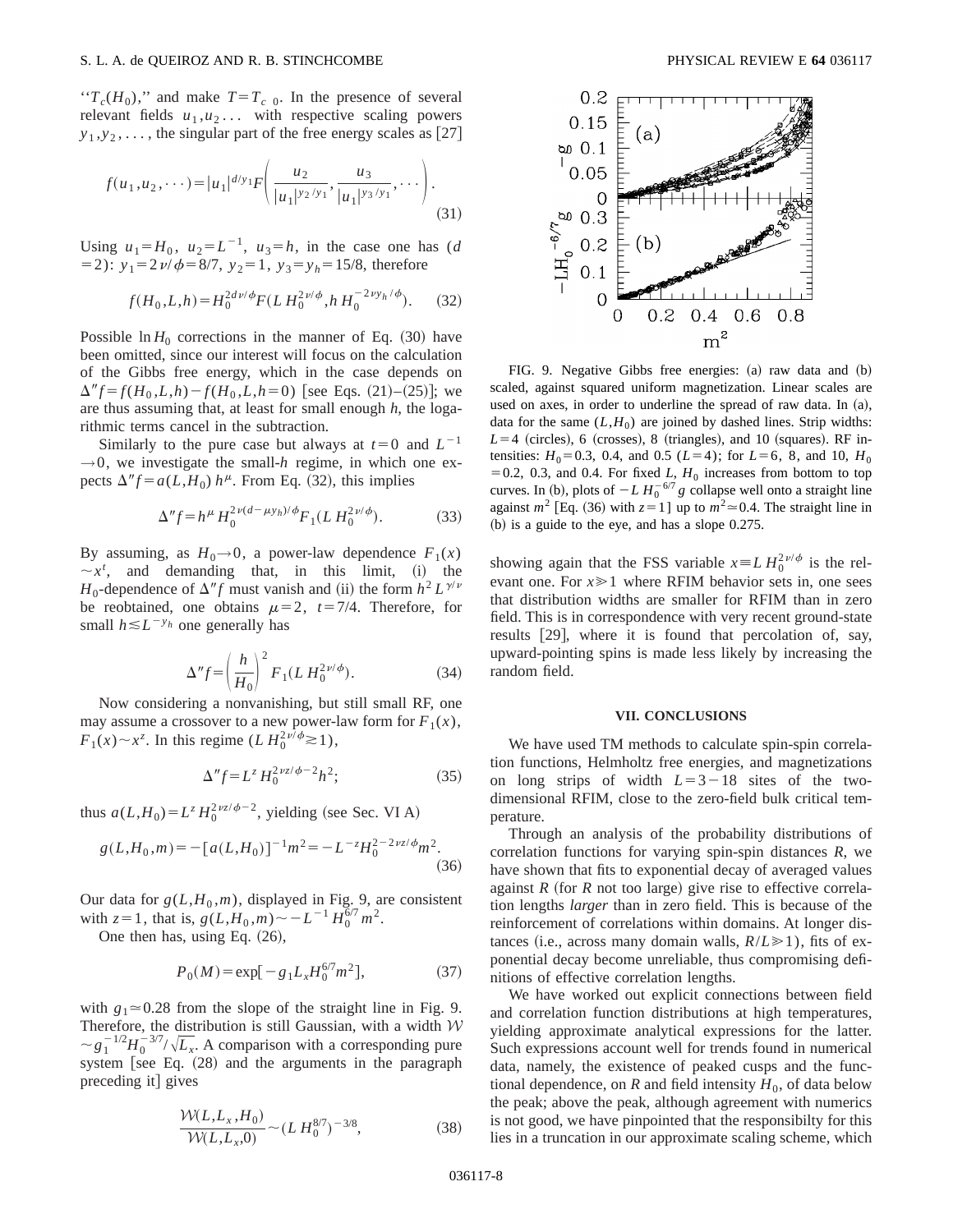"$T_c(H_0)$," and make $T=T_{c\ 0}$. In the presence of several relevant fields $u_1,u_2\ldots$ with respective scaling powers $y_1,y_2,\ldots$, the singular part of the free energy scales as [27]

$$f(u_1,u_2,\cdots)=|u_1|^{d/y_1}F\left(\frac{u_2}{|u_1|^{y_2/y_1}},\frac{u_3}{|u_1|^{y_3/y_1}},\cdots\right). \tag{31}$$

Using $u_1=H_0$, $u_2=L^{-1}$, $u_3=h$, in the case one has ($d=2$): $y_1=2\nu/\phi=8/7$, $y_2=1$, $y_3=y_h=15/8$, therefore

$$f(H_0,L,h)=H_0^{2d\nu/\phi}F(L\,H_0^{2\nu/\phi},h\,H_0^{-2\nu y_h/\phi}). \tag{32}$$

Possible $\ln H_0$ corrections in the manner of Eq. (30) have been omitted, since our interest will focus on the calculation of the Gibbs free energy, which in the case depends on $\Delta'' f=f(H_0,L,h)-f(H_0,L,h=0)$ [see Eqs. (21)–(25)]; we are thus assuming that, at least for small enough $h$, the logarithmic terms cancel in the subtraction.

Similarly to the pure case but always at $t=0$ and $L^{-1}\to 0$, we investigate the small-$h$ regime, in which one expects $\Delta'' f=a(L,H_0)\,h^{\mu}$. From Eq. (32), this implies

$$\Delta'' f=h^{\mu}\,H_0^{2\nu(d-\mu y_h)/\phi}F_1(L\,H_0^{2\nu/\phi}). \tag{33}$$

By assuming, as $H_0\to 0$, a power-law dependence $F_1(x)\sim x^t$, and demanding that, in this limit, (i) the $H_0$-dependence of $\Delta'' f$ must vanish and (ii) the form $h^2L^{\gamma/\nu}$ be reobtained, one obtains $\mu=2$, $t=7/4$. Therefore, for small $h\lesssim L^{-y_h}$ one generally has

$$\Delta'' f=\left(\frac{h}{H_0}\right)^2F_1(L\,H_0^{2\nu/\phi}). \tag{34}$$

Now considering a nonvanishing, but still small RF, one may assume a crossover to a new power-law form for $F_1(x)$, $F_1(x)\sim x^z$. In this regime ($L\,H_0^{2\nu/\phi}\gtrsim 1$),

$$\Delta'' f=L^z\,H_0^{2\nu z/\phi-2}h^2; \tag{35}$$

thus $a(L,H_0)=L^z\,H_0^{2\nu z/\phi-2}$, yielding (see Sec. VI A)

$$g(L,H_0,m)=-[a(L,H_0)]^{-1}m^2=-L^{-z}H_0^{2-2\nu z/\phi}m^2. \tag{36}$$

Our data for $g(L,H_0,m)$, displayed in Fig. 9, are consistent with $z=1$, that is, $g(L,H_0,m)\sim -L^{-1}\,H_0^{6/7}\,m^2$.

One then has, using Eq. (26),

$$P_0(M)=\exp[-g_1L_xH_0^{6/7}m^2], \tag{37}$$

with $g_1\simeq 0.28$ from the slope of the straight line in Fig. 9. Therefore, the distribution is still Gaussian, with a width $\mathcal{W}\sim g_1^{-1/2}H_0^{-3/7}/\sqrt{L_x}$. A comparison with a corresponding pure system [see Eq. (28) and the arguments in the paragraph preceding it] gives

$$\frac{\mathcal{W}(L,L_x,H_0)}{\mathcal{W}(L,L_x,0)}\sim(L\,H_0^{8/7})^{-3/8}, \tag{38}$$

FIG. 9. Negative Gibbs free energies: (a) raw data and (b) scaled, against squared uniform magnetization. Linear scales are used on axes, in order to underline the spread of raw data. In (a), data for the same $(L,H_0)$ are joined by dashed lines. Strip widths: $L=4$ (circles), 6 (crosses), 8 (triangles), and 10 (squares). RF intensities: $H_0=0.3$, 0.4, and 0.5 ($L=4$); for $L=6$, 8, and 10, $H_0=0.2$, 0.3, and 0.4. For fixed $L$, $H_0$ increases from bottom to top curves. In (b), plots of $-L\,H_0^{-6/7}\,g$ collapse well onto a straight line against $m^2$ [Eq. (36) with $z=1$] up to $m^2\simeq 0.4$. The straight line in (b) is a guide to the eye, and has a slope 0.275.

showing again that the FSS variable $x\equiv L\,H_0^{2\nu/\phi}$ is the relevant one. For $x\gg 1$ where RFIM behavior sets in, one sees that distribution widths are smaller for RFIM than in zero field. This is in correspondence with very recent ground-state results [29], where it is found that percolation of, say, upward-pointing spins is made less likely by increasing the random field.

## VII. CONCLUSIONS

We have used TM methods to calculate spin-spin correlation functions, Helmholtz free energies, and magnetizations on long strips of width $L=3-18$ sites of the two-dimensional RFIM, close to the zero-field bulk critical temperature.

Through an analysis of the probability distributions of correlation functions for varying spin-spin distances $R$, we have shown that fits to exponential decay of averaged values against $R$ (for $R$ not too large) give rise to effective correlation lengths *larger* than in zero field. This is because of the reinforcement of correlations within domains. At longer distances (i.e., across many domain walls, $R/L\gg 1$), fits of exponential decay become unreliable, thus compromising definitions of effective correlation lengths.

We have worked out explicit connections between field and correlation function distributions at high temperatures, yielding approximate analytical expressions for the latter. Such expressions account well for trends found in numerical data, namely, the existence of peaked cusps and the functional dependence, on $R$ and field intensity $H_0$, of data below the peak; above the peak, although agreement with numerics is not good, we have pinpointed that the responsibilty for this lies in a truncation in our approximate scaling scheme, which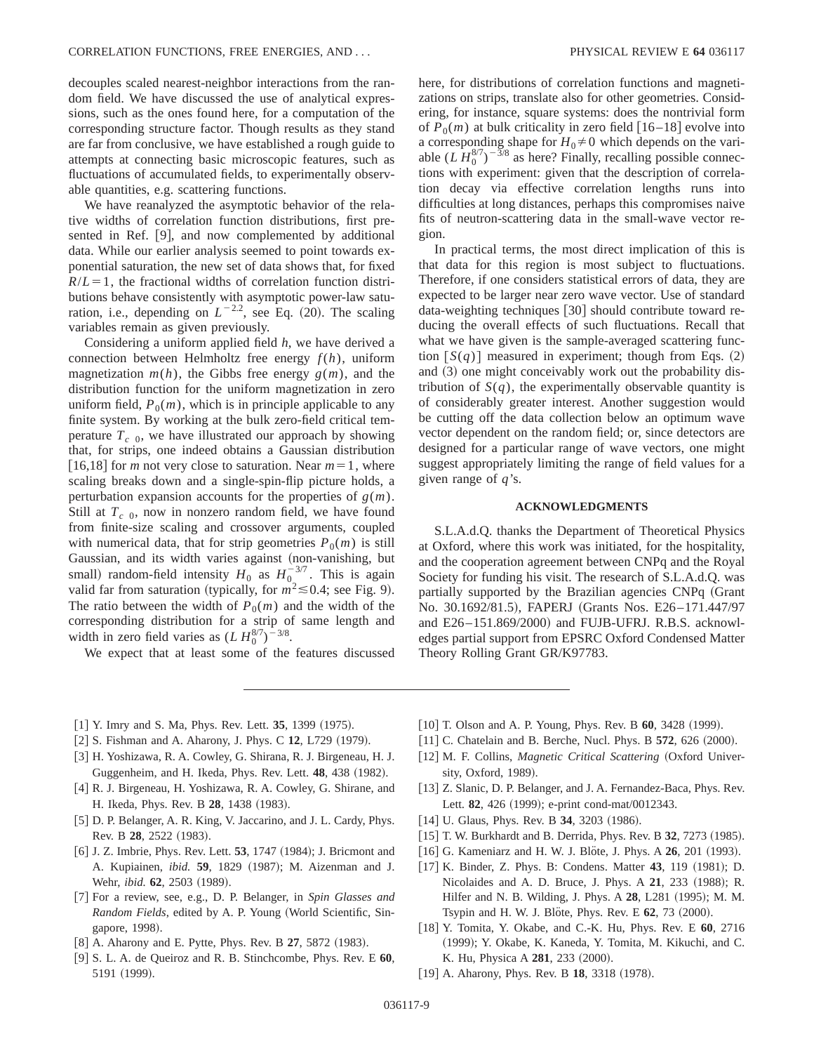decouples scaled nearest-neighbor interactions from the random field. We have discussed the use of analytical expressions, such as the ones found here, for a computation of the corresponding structure factor. Though results as they stand are far from conclusive, we have established a rough guide to attempts at connecting basic microscopic features, such as fluctuations of accumulated fields, to experimentally observable quantities, e.g. scattering functions.

We have reanalyzed the asymptotic behavior of the relative widths of correlation function distributions, first presented in Ref. [9], and now complemented by additional data. While our earlier analysis seemed to point towards exponential saturation, the new set of data shows that, for fixed $R/L=1$, the fractional widths of correlation function distributions behave consistently with asymptotic power-law saturation, i.e., depending on $L^{-2.2}$, see Eq. (20). The scaling variables remain as given previously.

Considering a uniform applied field $h$, we have derived a connection between Helmholtz free energy $f(h)$, uniform magnetization $m(h)$, the Gibbs free energy $g(m)$, and the distribution function for the uniform magnetization in zero uniform field, $P_0(m)$, which is in principle applicable to any finite system. By working at the bulk zero-field critical temperature $T_{c\ 0}$, we have illustrated our approach by showing that, for strips, one indeed obtains a Gaussian distribution [16,18] for $m$ not very close to saturation. Near $m=1$, where scaling breaks down and a single-spin-flip picture holds, a perturbation expansion accounts for the properties of $g(m)$. Still at $T_{c\ 0}$, now in nonzero random field, we have found from finite-size scaling and crossover arguments, coupled with numerical data, that for strip geometries $P_0(m)$ is still Gaussian, and its width varies against (non-vanishing, but small) random-field intensity $H_0$ as $H_0^{-3/7}$. This is again valid far from saturation (typically, for $m^2 \lesssim 0.4$; see Fig. 9). The ratio between the width of $P_0(m)$ and the width of the corresponding distribution for a strip of same length and width in zero field varies as $(L\,H_0^{8/7})^{-3/8}$.

We expect that at least some of the features discussed here, for distributions of correlation functions and magnetizations on strips, translate also for other geometries. Considering, for instance, square systems: does the nontrivial form of $P_0(m)$ at bulk criticality in zero field [16–18] evolve into a corresponding shape for $H_0 \neq 0$ which depends on the variable $(L\,H_0^{8/7})^{-3/8}$ as here? Finally, recalling possible connections with experiment: given that the description of correlation decay via effective correlation lengths runs into difficulties at long distances, perhaps this compromises naive fits of neutron-scattering data in the small-wave vector region.

In practical terms, the most direct implication of this is that data for this region is most subject to fluctuations. Therefore, if one considers statistical errors of data, they are expected to be larger near zero wave vector. Use of standard data-weighting techniques [30] should contribute toward reducing the overall effects of such fluctuations. Recall that what we have given is the sample-averaged scattering function $[S(q)]$ measured in experiment; though from Eqs. (2) and (3) one might conceivably work out the probability distribution of $S(q)$, the experimentally observable quantity is of considerably greater interest. Another suggestion would be cutting off the data collection below an optimum wave vector dependent on the random field; or, since detectors are designed for a particular range of wave vectors, one might suggest appropriately limiting the range of field values for a given range of $q$'s.

## ACKNOWLEDGMENTS

S.L.A.d.Q. thanks the Department of Theoretical Physics at Oxford, where this work was initiated, for the hospitality, and the cooperation agreement between CNPq and the Royal Society for funding his visit. The research of S.L.A.d.Q. was partially supported by the Brazilian agencies CNPq (Grant No. 30.1692/81.5), FAPERJ (Grants Nos. E26–171.447/97 and E26–151.869/2000) and FUJB-UFRJ. R.B.S. acknowledges partial support from EPSRC Oxford Condensed Matter Theory Rolling Grant GR/K97783.

---

[1] Y. Imry and S. Ma, Phys. Rev. Lett. **35**, 1399 (1975).

[2] S. Fishman and A. Aharony, J. Phys. C **12**, L729 (1979).

[3] H. Yoshizawa, R. A. Cowley, G. Shirana, R. J. Birgeneau, H. J. Guggenheim, and H. Ikeda, Phys. Rev. Lett. **48**, 438 (1982).

[4] R. J. Birgeneau, H. Yoshizawa, R. A. Cowley, G. Shirane, and H. Ikeda, Phys. Rev. B **28**, 1438 (1983).

[5] D. P. Belanger, A. R. King, V. Jaccarino, and J. L. Cardy, Phys. Rev. B **28**, 2522 (1983).

[6] J. Z. Imbrie, Phys. Rev. Lett. **53**, 1747 (1984); J. Bricmont and A. Kupiainen, *ibid.* **59**, 1829 (1987); M. Aizenman and J. Wehr, *ibid.* **62**, 2503 (1989).

[7] For a review, see, e.g., D. P. Belanger, in *Spin Glasses and Random Fields*, edited by A. P. Young (World Scientific, Singapore, 1998).

[8] A. Aharony and E. Pytte, Phys. Rev. B **27**, 5872 (1983).

[9] S. L. A. de Queiroz and R. B. Stinchcombe, Phys. Rev. E **60**, 5191 (1999).

[10] T. Olson and A. P. Young, Phys. Rev. B **60**, 3428 (1999).

[11] C. Chatelain and B. Berche, Nucl. Phys. B **572**, 626 (2000).

[12] M. F. Collins, *Magnetic Critical Scattering* (Oxford University, Oxford, 1989).

[13] Z. Slanic, D. P. Belanger, and J. A. Fernandez-Baca, Phys. Rev. Lett. **82**, 426 (1999); e-print cond-mat/0012343.

[14] U. Glaus, Phys. Rev. B **34**, 3203 (1986).

[15] T. W. Burkhardt and B. Derrida, Phys. Rev. B **32**, 7273 (1985).

[16] G. Kameniarz and H. W. J. Blöte, J. Phys. A **26**, 201 (1993).

[17] K. Binder, Z. Phys. B: Condens. Matter **43**, 119 (1981); D. Nicolaides and A. D. Bruce, J. Phys. A **21**, 233 (1988); R. Hilfer and N. B. Wilding, J. Phys. A **28**, L281 (1995); M. M. Tsypin and H. W. J. Blöte, Phys. Rev. E **62**, 73 (2000).

[18] Y. Tomita, Y. Okabe, and C.-K. Hu, Phys. Rev. E **60**, 2716 (1999); Y. Okabe, K. Kaneda, Y. Tomita, M. Kikuchi, and C. K. Hu, Physica A **281**, 233 (2000).

[19] A. Aharony, Phys. Rev. B **18**, 3318 (1978).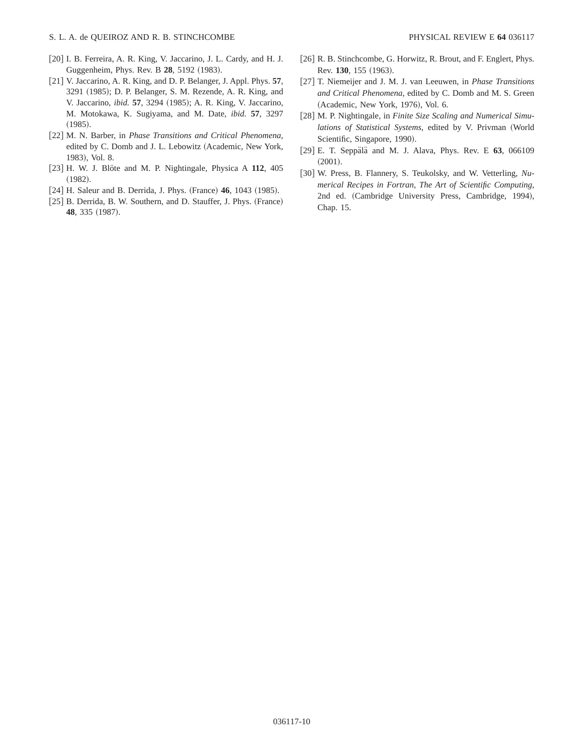[20] I. B. Ferreira, A. R. King, V. Jaccarino, J. L. Cardy, and H. J. Guggenheim, Phys. Rev. B **28**, 5192 (1983).

[21] V. Jaccarino, A. R. King, and D. P. Belanger, J. Appl. Phys. **57**, 3291 (1985); D. P. Belanger, S. M. Rezende, A. R. King, and V. Jaccarino, *ibid.* **57**, 3294 (1985); A. R. King, V. Jaccarino, M. Motokawa, K. Sugiyama, and M. Date, *ibid.* **57**, 3297 (1985).

[22] M. N. Barber, in *Phase Transitions and Critical Phenomena*, edited by C. Domb and J. L. Lebowitz (Academic, New York, 1983), Vol. 8.

[23] H. W. J. Blöte and M. P. Nightingale, Physica A **112**, 405 (1982).

[24] H. Saleur and B. Derrida, J. Phys. (France) **46**, 1043 (1985).

[25] B. Derrida, B. W. Southern, and D. Stauffer, J. Phys. (France) **48**, 335 (1987).

[26] R. B. Stinchcombe, G. Horwitz, R. Brout, and F. Englert, Phys. Rev. **130**, 155 (1963).

[27] T. Niemeijer and J. M. J. van Leeuwen, in *Phase Transitions and Critical Phenomena*, edited by C. Domb and M. S. Green (Academic, New York, 1976), Vol. 6.

[28] M. P. Nightingale, in *Finite Size Scaling and Numerical Simulations of Statistical Systems*, edited by V. Privman (World Scientific, Singapore, 1990).

[29] E. T. Seppälä and M. J. Alava, Phys. Rev. E **63**, 066109 (2001).

[30] W. Press, B. Flannery, S. Teukolsky, and W. Vetterling, *Numerical Recipes in Fortran, The Art of Scientific Computing*, 2nd ed. (Cambridge University Press, Cambridge, 1994), Chap. 15.